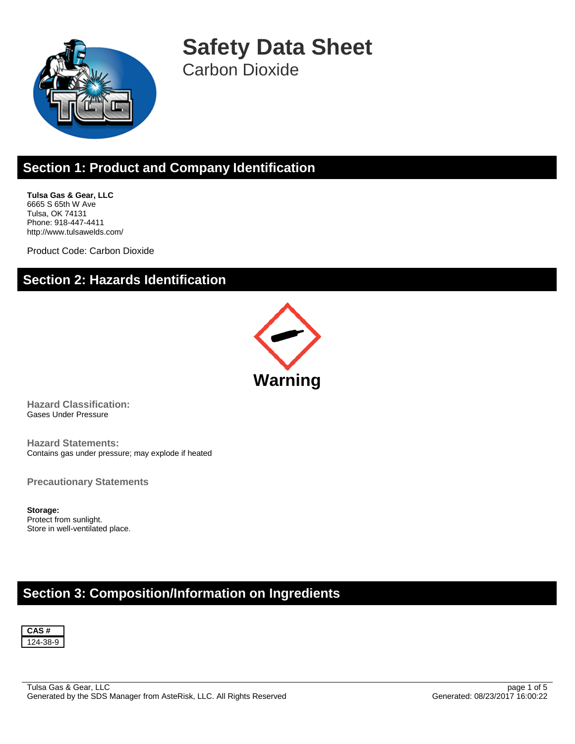# Safety Data Sheet

Carbon Dioxide

## Section 1: Product and Company Identification

**Tulsa Gas & Gear, LLC**
6665 S 65th W Ave
Tulsa, OK 74131
Phone: 918-447-4411
http://www.tulsawelds.com/

Product Code: Carbon Dioxide

## Section 2: Hazards Identification

**Warning**

**Hazard Classification:**
Gases Under Pressure

**Hazard Statements:**
Contains gas under pressure; may explode if heated

**Precautionary Statements**

**Storage:**
Protect from sunlight.
Store in well-ventilated place.

## Section 3: Composition/Information on Ingredients

| CAS # |
| --- |
| 124-38-9 |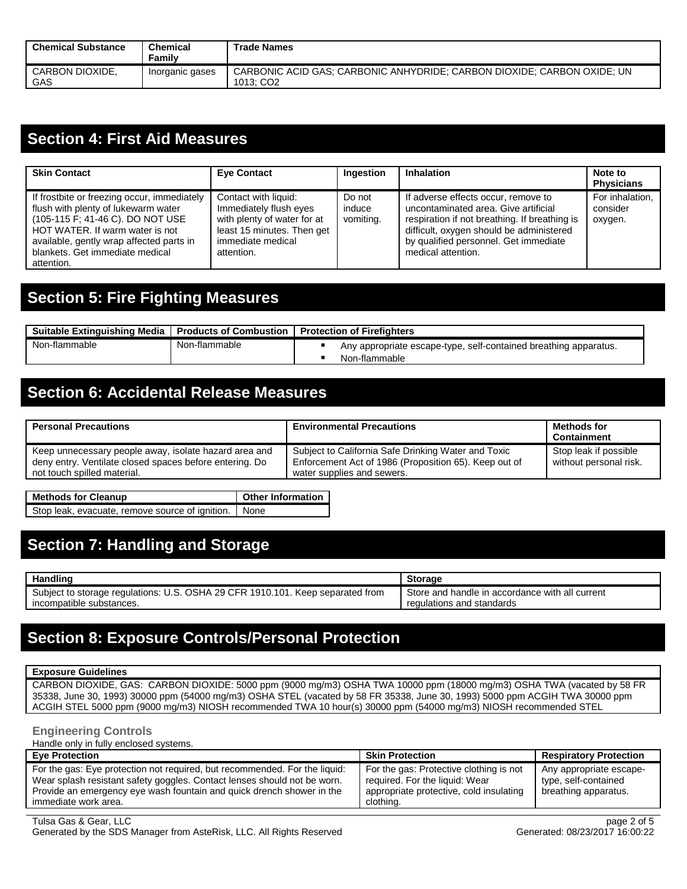| Chemical Substance | Chemical Family | Trade Names |
| --- | --- | --- |
| CARBON DIOXIDE, GAS | Inorganic gases | CARBONIC ACID GAS; CARBONIC ANHYDRIDE; CARBON DIOXIDE; CARBON OXIDE; UN 1013; $CO_2$ |

## Section 4: First Aid Measures

| Skin Contact | Eye Contact | Ingestion | Inhalation | Note to Physicians |
| --- | --- | --- | --- | --- |
| If frostbite or freezing occur, immediately flush with plenty of lukewarm water (105-115 F; 41-46 C). DO NOT USE HOT WATER. If warm water is not available, gently wrap affected parts in blankets. Get immediate medical attention. | Contact with liquid: Immediately flush eyes with plenty of water for at least 15 minutes. Then get immediate medical attention. | Do not induce vomiting. | If adverse effects occur, remove to uncontaminated area. Give artificial respiration if not breathing. If breathing is difficult, oxygen should be administered by qualified personnel. Get immediate medical attention. | For inhalation, consider oxygen. |

## Section 5: Fire Fighting Measures

| Suitable Extinguishing Media | Products of Combustion | Protection of Firefighters |
| --- | --- | --- |
| Non-flammable | Non-flammable | ▪ Any appropriate escape-type, self-contained breathing apparatus.<br>▪ Non-flammable |

## Section 6: Accidental Release Measures

| Personal Precautions | Environmental Precautions | Methods for Containment |
| --- | --- | --- |
| Keep unnecessary people away, isolate hazard area and deny entry. Ventilate closed spaces before entering. Do not touch spilled material. | Subject to California Safe Drinking Water and Toxic Enforcement Act of 1986 (Proposition 65). Keep out of water supplies and sewers. | Stop leak if possible without personal risk. |

| Methods for Cleanup | Other Information |
| --- | --- |
| Stop leak, evacuate, remove source of ignition. | None |

## Section 7: Handling and Storage

| Handling | Storage |
| --- | --- |
| Subject to storage regulations: U.S. OSHA 29 CFR 1910.101. Keep separated from incompatible substances. | Store and handle in accordance with all current regulations and standards |

## Section 8: Exposure Controls/Personal Protection

| Exposure Guidelines |
| --- |
| CARBON DIOXIDE, GAS: CARBON DIOXIDE: 5000 ppm (9000 mg/m3) OSHA TWA 10000 ppm (18000 mg/m3) OSHA TWA (vacated by 58 FR 35338, June 30, 1993) 30000 ppm (54000 mg/m3) OSHA STEL (vacated by 58 FR 35338, June 30, 1993) 5000 ppm ACGIH TWA 30000 ppm ACGIH STEL 5000 ppm (9000 mg/m3) NIOSH recommended TWA 10 hour(s) 30000 ppm (54000 mg/m3) NIOSH recommended STEL |

### Engineering Controls

Handle only in fully enclosed systems.

| Eye Protection | Skin Protection | Respiratory Protection |
| --- | --- | --- |
| For the gas: Eye protection not required, but recommended. For the liquid: Wear splash resistant safety goggles. Contact lenses should not be worn. Provide an emergency eye wash fountain and quick drench shower in the immediate work area. | For the gas: Protective clothing is not required. For the liquid: Wear appropriate protective, cold insulating clothing. | Any appropriate escape-type, self-contained breathing apparatus. |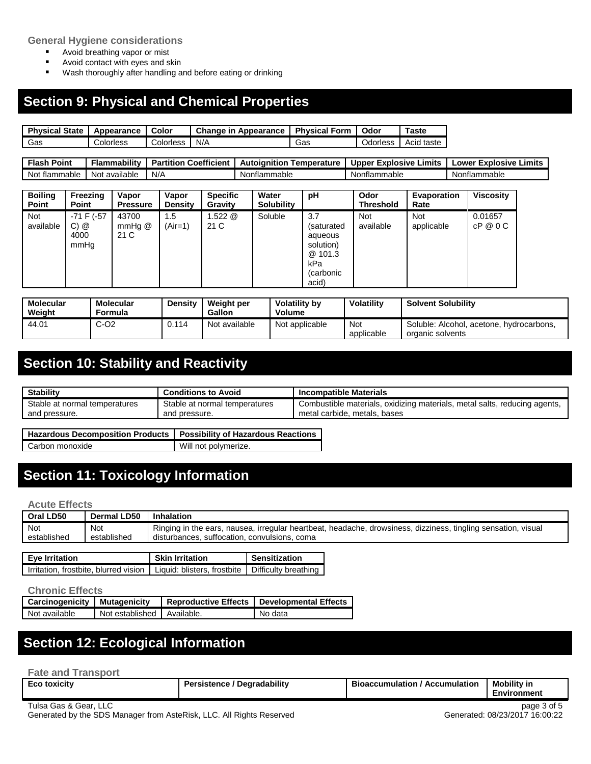### General Hygiene considerations

- Avoid breathing vapor or mist
- Avoid contact with eyes and skin
- Wash thoroughly after handling and before eating or drinking

## Section 9: Physical and Chemical Properties

| Physical State | Appearance | Color | Change in Appearance | Physical Form | Odor | Taste |
|---|---|---|---|---|---|---|
| Gas | Colorless | Colorless | N/A | Gas | Odorless | Acid taste |

| Flash Point | Flammability | Partition Coefficient | Autoignition Temperature | Upper Explosive Limits | Lower Explosive Limits |
|---|---|---|---|---|---|
| Not flammable | Not available | N/A | Nonflammable | Nonflammable | Nonflammable |

| Boiling Point | Freezing Point | Vapor Pressure | Vapor Density | Specific Gravity | Water Solubility | pH | Odor Threshold | Evaporation Rate | Viscosity |
|---|---|---|---|---|---|---|---|---|---|
| Not available | -71 F (-57 C) @ 4000 mmHg | 43700 mmHg @ 21 C | 1.5 (Air=1) | 1.522 @ 21 C | Soluble | 3.7 (saturated aqueous solution) @ 101.3 kPa (carbonic acid) | Not available | Not applicable | 0.01657 cP @ 0 C |

| Molecular Weight | Molecular Formula | Density | Weight per Gallon | Volatility by Volume | Volatility | Solvent Solubility |
|---|---|---|---|---|---|---|
| 44.01 | C-O2 | 0.114 | Not available | Not applicable | Not applicable | Soluble: Alcohol, acetone, hydrocarbons, organic solvents |

## Section 10: Stability and Reactivity

| Stability | Conditions to Avoid | Incompatible Materials |
|---|---|---|
| Stable at normal temperatures and pressure. | Stable at normal temperatures and pressure. | Combustible materials, oxidizing materials, metal salts, reducing agents, metal carbide, metals, bases |

| Hazardous Decomposition Products | Possibility of Hazardous Reactions |
|---|---|
| Carbon monoxide | Will not polymerize. |

## Section 11: Toxicology Information

### Acute Effects

| Oral LD50 | Dermal LD50 | Inhalation |
|---|---|---|
| Not established | Not established | Ringing in the ears, nausea, irregular heartbeat, headache, drowsiness, dizziness, tingling sensation, visual disturbances, suffocation, convulsions, coma |

| Eye Irritation | Skin Irritation | Sensitization |
|---|---|---|
| Irritation, frostbite, blurred vision | Liquid: blisters, frostbite | Difficulty breathing |

### Chronic Effects

| Carcinogenicity | Mutagenicity | Reproductive Effects | Developmental Effects |
|---|---|---|---|
| Not available | Not established | Available. | No data |

## Section 12: Ecological Information

### Fate and Transport

| Eco toxicity | Persistence / Degradability | Bioaccumulation / Accumulation | Mobility in Environment |
|---|---|---|---|

Tulsa Gas & Gear, LLC
Generated by the SDS Manager from AsteRisk, LLC. All Rights Reserved
Generated: 08/23/2017 16:00:22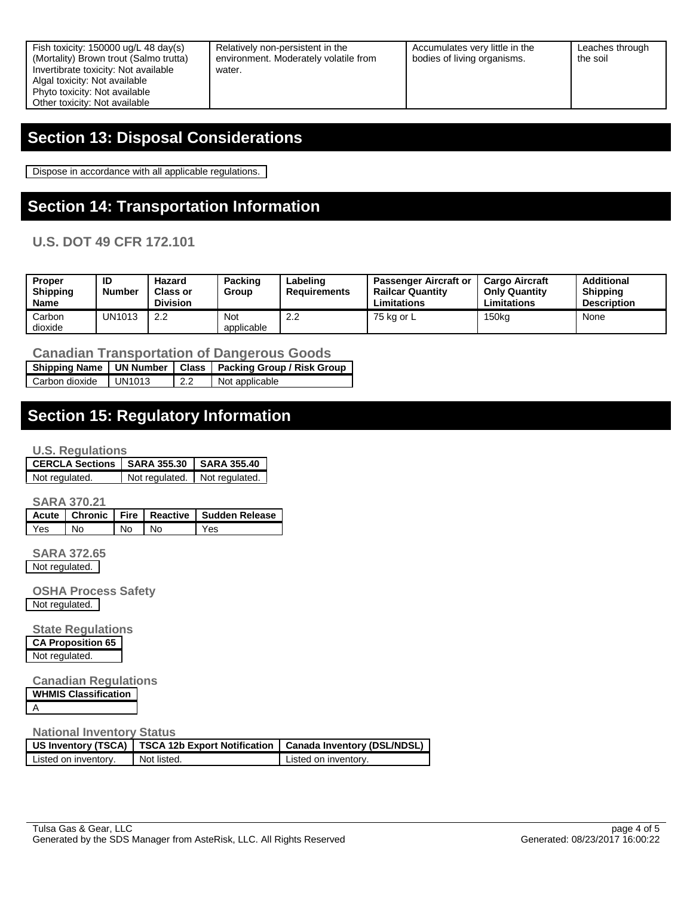| | | | |
|---|---|---|---|
| Fish toxicity: 150000 ug/L 48 day(s) (Mortality) Brown trout (Salmo trutta)<br>Invertibrate toxicity: Not available<br>Algal toxicity: Not available<br>Phyto toxicity: Not available<br>Other toxicity: Not available | Relatively non-persistent in the environment. Moderately volatile from water. | Accumulates very little in the bodies of living organisms. | Leaches through the soil |

## Section 13: Disposal Considerations

Dispose in accordance with all applicable regulations.

## Section 14: Transportation Information

### U.S. DOT 49 CFR 172.101

| Proper Shipping Name | ID Number | Hazard Class or Division | Packing Group | Labeling Requirements | Passenger Aircraft or Railcar Quantity Limitations | Cargo Aircraft Only Quantity Limitations | Additional Shipping Description |
|---|---|---|---|---|---|---|---|
| Carbon dioxide | UN1013 | 2.2 | Not applicable | 2.2 | 75 kg or L | 150kg | None |

### Canadian Transportation of Dangerous Goods

| Shipping Name | UN Number | Class | Packing Group / Risk Group |
|---|---|---|---|
| Carbon dioxide | UN1013 | 2.2 | Not applicable |

## Section 15: Regulatory Information

### U.S. Regulations

| CERCLA Sections | SARA 355.30 | SARA 355.40 |
|---|---|---|
| Not regulated. | Not regulated. | Not regulated. |

### SARA 370.21

| Acute | Chronic | Fire | Reactive | Sudden Release |
|---|---|---|---|---|
| Yes | No | No | No | Yes |

### SARA 372.65

Not regulated.

### OSHA Process Safety

Not regulated.

### State Regulations

| CA Proposition 65 |
|---|
| Not regulated. |

### Canadian Regulations

| WHMIS Classification |
|---|
| A |

### National Inventory Status

| US Inventory (TSCA) | TSCA 12b Export Notification | Canada Inventory (DSL/NDSL) |
|---|---|---|
| Listed on inventory. | Not listed. | Listed on inventory. |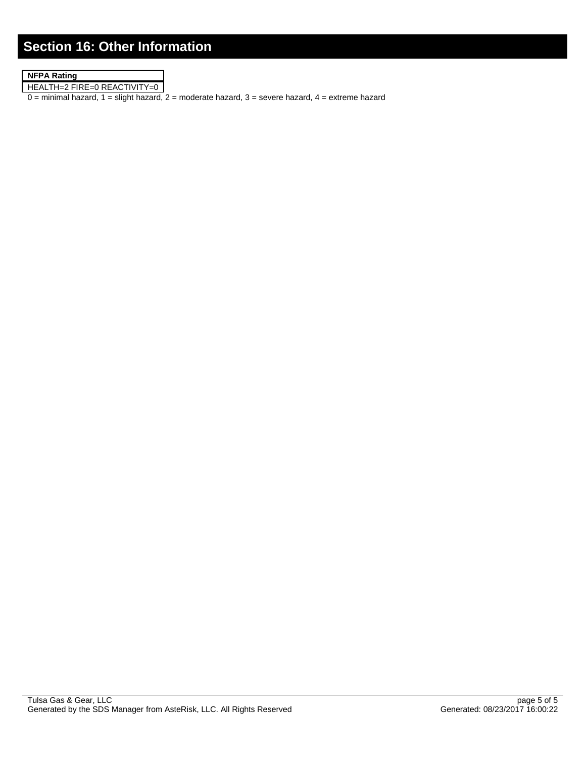# Section 16: Other Information

| NFPA Rating |
| --- |
| HEALTH=2 FIRE=0 REACTIVITY=0 |

0 = minimal hazard, 1 = slight hazard, 2 = moderate hazard, 3 = severe hazard, 4 = extreme hazard